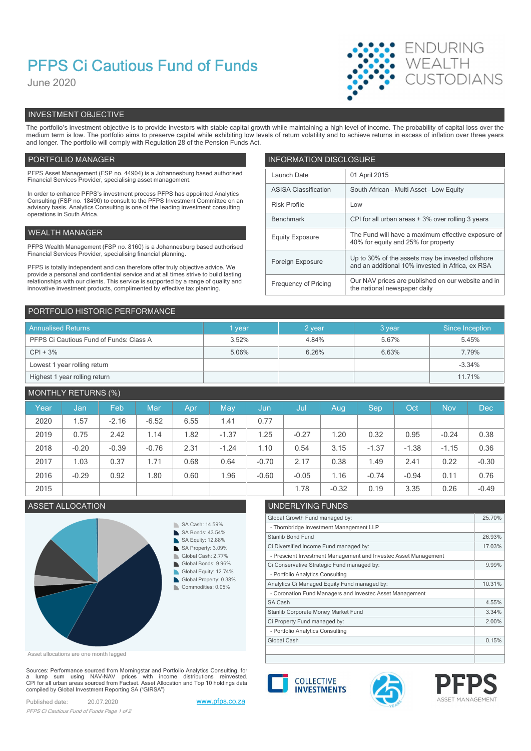# PFPS Ci Cautious Fund of Funds

June 2020

ENDURING WEALTH CUSTODIANS

## INVESTMENT OBJECTIVE

The portfolio's investment objective is to provide investors with stable capital growth while maintaining a high level of income. The probability of capital loss over the medium term is low. The portfolio aims to preserve capital while exhibiting low levels of return volatility and to achieve returns in excess of inflation over three years and longer. The portfolio will comply with Regulation 28 of the Pension Funds Act.

## PORTFOLIO MANAGER

PFPS Asset Management (FSP no. 44904) is a Johannesburg based authorised Financial Services Provider, specialising asset management.

In order to enhance PFPS's investment process PFPS has appointed Analytics Consulting (FSP no. 18490) to consult to the PFPS Investment Committee on an advisory basis. Analytics Consulting is one of the leading investment consulting operations in South Africa.

## WEALTH MANAGER

PFPS Wealth Management (FSP no. 8160) is a Johannesburg based authorised Financial Services Provider, specialising financial planning.

PFPS is totally independent and can therefore offer truly objective advice. We provide a personal and confidential service and at all times strive to build lasting relationships with our clients. This service is supported by a range of quality and innovative investment products, complimented by effective tax planning.

## INFORMATION DISCLOSURE

| | |
|---|---|
| Launch Date | 01 April 2015 |
| ASISA Classification | South African - Multi Asset - Low Equity |
| Risk Profile | Low |
| Benchmark | CPI for all urban areas + 3% over rolling 3 years |
| Equity Exposure | The Fund will have a maximum effective exposure of 40% for equity and 25% for property |
| Foreign Exposure | Up to 30% of the assets may be invested offshore and an additional 10% invested in Africa, ex RSA |
| Frequency of Pricing | Our NAV prices are published on our website and in the national newspaper daily |

## PORTFOLIO HISTORIC PERFORMANCE

| Annualised Returns | 1 year | 2 year | 3 year | Since Inception |
|---|---|---|---|---|
| PFPS Ci Cautious Fund of Funds: Class A | 3.52% | 4.84% | 5.67% | 5.45% |
| CPI + 3% | 5.06% | 6.26% | 6.63% | 7.79% |
| Lowest 1 year rolling return | | | | -3.34% |
| Highest 1 year rolling return | | | | 11.71% |

## MONTHLY RETURNS (%)

| Year | Jan | Feb | Mar | Apr | May | Jun | Jul | Aug | Sep | Oct | Nov | Dec |
|---|---|---|---|---|---|---|---|---|---|---|---|---|
| 2020 | 1.57 | -2.16 | -6.52 | 6.55 | 1.41 | 0.77 | | | | | | |
| 2019 | 0.75 | 2.42 | 1.14 | 1.82 | -1.37 | 1.25 | -0.27 | 1.20 | 0.32 | 0.95 | -0.24 | 0.38 |
| 2018 | -0.20 | -0.39 | -0.76 | 2.31 | -1.24 | 1.10 | 0.54 | 3.15 | -1.37 | -1.38 | -1.15 | 0.36 |
| 2017 | 1.03 | 0.37 | 1.71 | 0.68 | 0.64 | -0.70 | 2.17 | 0.38 | 1.49 | 2.41 | 0.22 | -0.30 |
| 2016 | -0.29 | 0.92 | 1.80 | 0.60 | 1.96 | -0.60 | -0.05 | 1.16 | -0.74 | -0.94 | 0.11 | 0.76 |
| 2015 | | | | | | | 1.78 | -0.32 | 0.19 | 3.35 | 0.26 | -0.49 |

## ASSET ALLOCATION

- SA Cash: 14.59%
- SA Bonds: 43.54%
- SA Equity: 12.88%
- SA Property: 3.09%
- Global Cash: 2.77%
- Global Bonds: 9.96%
- Global Equity: 12.74%
- Global Property: 0.38%
- Commodities: 0.05%

Asset allocations are one month lagged

## UNDERLYING FUNDS

| | |
|---|---|
| Global Growth Fund managed by: | 25.70% |
| - Thornbridge Investment Management LLP | |
| Stanlib Bond Fund | 26.93% |
| Ci Diversified Income Fund managed by: | 17.03% |
| - Prescient Investment Management and Investec Asset Management | |
| Ci Conservative Strategic Fund managed by: | 9.99% |
| - Portfolio Analytics Consulting | |
| Analytics Ci Managed Equity Fund managed by: | 10.31% |
| - Coronation Fund Managers and Investec Asset Management | |
| SA Cash | 4.55% |
| Stanlib Corporate Money Market Fund | 3.34% |
| Ci Property Fund managed by: | 2.00% |
| - Portfolio Analytics Consulting | |
| Global Cash | 0.15% |

Sources: Performance sourced from Morningstar and Portfolio Analytics Consulting, for a lump sum using NAV-NAV prices with income distributions reinvested. CPI for all urban areas sourced from Factset. Asset Allocation and Top 10 holdings data compiled by Global Investment Reporting SA ("GIRSA")

Published date: 20.07.2020

www.pfps.co.za

COLLECTIVE INVESTMENTS

PFPS ASSET MANAGEMENT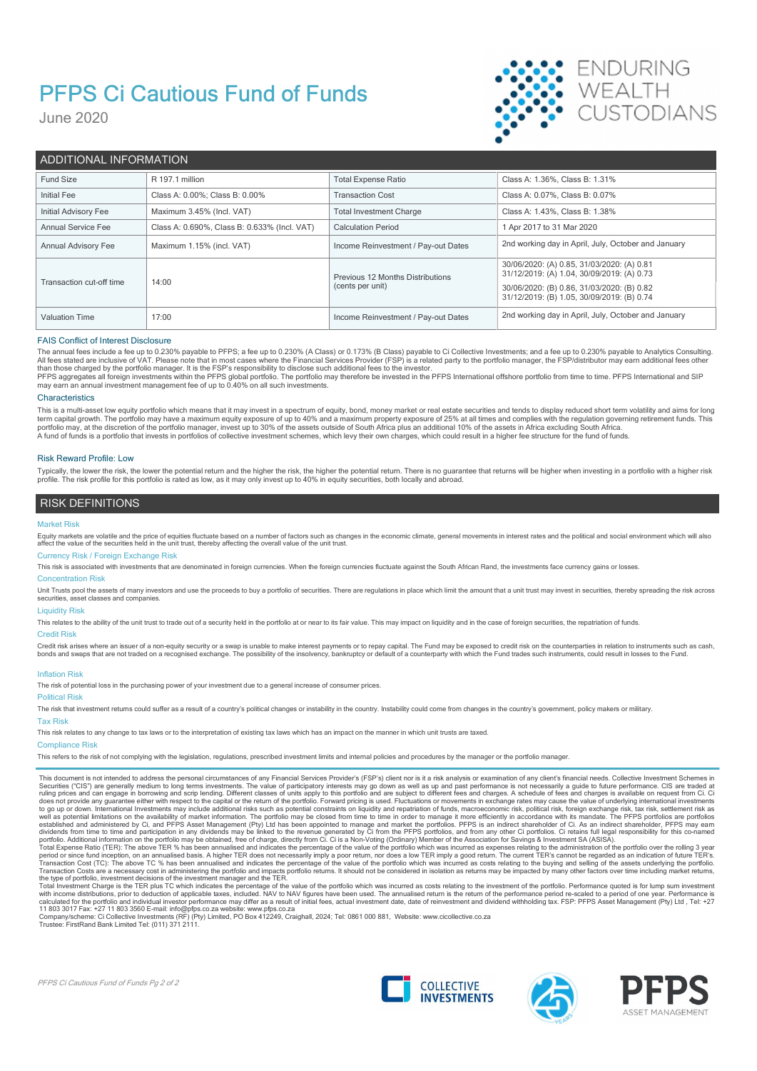# PFPS Ci Cautious Fund of Funds

June 2020

ENDURING WEALTH CUSTODIANS

## ADDITIONAL INFORMATION

| | | | |
|---|---|---|---|
| Fund Size | R 197.1 million | Total Expense Ratio | Class A: 1.36%, Class B: 1.31% |
| Initial Fee | Class A: 0.00%; Class B: 0.00% | Transaction Cost | Class A: 0.07%, Class B: 0.07% |
| Initial Advisory Fee | Maximum 3.45% (Incl. VAT) | Total Investment Charge | Class A: 1.43%, Class B: 1.38% |
| Annual Service Fee | Class A: 0.690%, Class B: 0.633% (Incl. VAT) | Calculation Period | 1 Apr 2017 to 31 Mar 2020 |
| Annual Advisory Fee | Maximum 1.15% (incl. VAT) | Income Reinvestment / Pay-out Dates | 2nd working day in April, July, October and January |
| Transaction cut-off time | 14:00 | Previous 12 Months Distributions (cents per unit) | 30/06/2020: (A) 0.85, 31/03/2020: (A) 0.81 31/12/2019: (A) 1.04, 30/09/2019: (A) 0.73 30/06/2020: (B) 0.86, 31/03/2020: (B) 0.82 31/12/2019: (B) 1.05, 30/09/2019: (B) 0.74 |
| Valuation Time | 17:00 | Income Reinvestment / Pay-out Dates | 2nd working day in April, July, October and January |

### FAIS Conflict of Interest Disclosure

The annual fees include a fee up to 0.230% payable to PFPS; a fee up to 0.230% (A Class) or 0.173% (B Class) payable to Ci Collective Investments; and a fee up to 0.230% payable to Analytics Consulting. All fees stated are inclusive of VAT. Please note that in most cases where the Financial Services Provider (FSP) is a related party to the portfolio manager, the FSP/distributor may earn additional fees other than those charged by the portfolio manager. It is the FSP's responsibility to disclose such additional fees to the investor.
PFPS aggregates all foreign investments within the PFPS global portfolio. The portfolio may therefore be invested in the PFPS International offshore portfolio from time to time. PFPS International and SIP may earn an annual investment management fee of up to 0.40% on all such investments.

### Characteristics

This is a multi-asset low equity portfolio which means that it may invest in a spectrum of equity, bond, money market or real estate securities and tends to display reduced short term volatility and aims for long term capital growth. The portfolio may have a maximum equity exposure of up to 40% and a maximum property exposure of 25% at all times and complies with the regulation governing retirement funds. This portfolio may, at the discretion of the portfolio manager, invest up to 30% of the assets outside of South Africa plus an additional 10% of the assets in Africa excluding South Africa.
A fund of funds is a portfolio that invests in portfolios of collective investment schemes, which levy their own charges, which could result in a higher fee structure for the fund of funds.

### Risk Reward Profile: Low

Typically, the lower the risk, the lower the potential return and the higher the risk, the higher the potential return. There is no guarantee that returns will be higher when investing in a portfolio with a higher risk profile. The risk profile for this portfolio is rated as low, as it may only invest up to 40% in equity securities, both locally and abroad.

## RISK DEFINITIONS

### Market Risk

Equity markets are volatile and the price of equities fluctuate based on a number of factors such as changes in the economic climate, general movements in interest rates and the political and social environment which will also affect the value of the securities held in the unit trust, thereby affecting the overall value of the unit trust.

### Currency Risk / Foreign Exchange Risk

This risk is associated with investments that are denominated in foreign currencies. When the foreign currencies fluctuate against the South African Rand, the investments face currency gains or losses.

### Concentration Risk

Unit Trusts pool the assets of many investors and use the proceeds to buy a portfolio of securities. There are regulations in place which limit the amount that a unit trust may invest in securities, thereby spreading the risk across securities, asset classes and companies.

### Liquidity Risk

This relates to the ability of the unit trust to trade out of a security held in the portfolio at or near to its fair value. This may impact on liquidity and in the case of foreign securities, the repatriation of funds.

### Credit Risk

Credit risk arises where an issuer of a non-equity security or a swap is unable to make interest payments or to repay capital. The Fund may be exposed to credit risk on the counterparties in relation to instruments such as cash, bonds and swaps that are not traded on a recognised exchange. The possibility of the insolvency, bankruptcy or default of a counterparty with which the Fund trades such instruments, could result in losses to the Fund.

### Inflation Risk

The risk of potential loss in the purchasing power of your investment due to a general increase of consumer prices.

### Political Risk

The risk that investment returns could suffer as a result of a country's political changes or instability in the country. Instability could come from changes in the country's government, policy makers or military.

### Tax Risk

This risk relates to any change to tax laws or to the interpretation of existing tax laws which has an impact on the manner in which unit trusts are taxed.

### Compliance Risk

This refers to the risk of not complying with the legislation, regulations, prescribed investment limits and internal policies and procedures by the manager or the portfolio manager.

This document is not intended to address the personal circumstances of any Financial Services Provider's (FSP's) client nor is it a risk analysis or examination of any client's financial needs. Collective Investment Schemes in Securities ("CIS") are generally medium to long terms investments. The value of participatory interests may go down as well as up and past performance is not necessarily a guide to future performance. CIS are traded at ruling prices and can engage in borrowing and scrip lending. Different classes of units apply to this portfolio and are subject to different fees and charges. A schedule of fees and charges is available on request from Ci. Ci does not provide any guarantee either with respect to the capital or the return of the portfolio. Forward pricing is used. Fluctuations or movements in exchange rates may cause the value of underlying international investments to go up or down. International Investments may include additional risks such as potential constraints on liquidity and repatriation of funds, macroeconomic risk, political risk, foreign exchange risk, tax risk, settlement risk as well as potential limitations on the availability of market information. The portfolio may be closed from time to time in order to manage it more efficiently in accordance with its mandate. The PFPS portfolios are portfolios established and administered by Ci, and PFPS Asset Management (Pty) Ltd has been appointed to manage and market the portfolios. PFPS is an indirect shareholder of Ci. As an indirect shareholder, PFPS may earn dividends from time to time and participation in any dividends may be linked to the revenue generated by Ci from the PFPS portfolios, and from any other Ci portfolios. Ci retains full legal responsibility for this co-named portfolio. Additional information on the portfolio may be obtained, free of charge, directly from Ci. Ci is a Non-Voting (Ordinary) Member of the Association for Savings & Investment SA (ASISA).
Total Expense Ratio (TER): The above TER % has been annualised and indicates the percentage of the value of the portfolio which was incurred as expenses relating to the administration of the portfolio over the rolling 3 year period or since fund inception, on an annualised basis. A higher TER does not necessarily imply a poor return, nor does a low TER imply a good return. The current TER's cannot be regarded as an indication of future TER's. Transaction Cost (TC): The above TC % has been annualised and indicates the percentage of the value of the portfolio which was incurred as costs relating to the buying and selling of the assets underlying the portfolio. Transaction Costs are a necessary cost in administering the portfolio and impacts portfolio returns. It should not be considered in isolation as returns may be impacted by many other factors over time including market returns, the type of portfolio, investment decisions of the investment manager and the TER.
Total Investment Charge is the TER plus TC which indicates the percentage of the value of the portfolio which was incurred as costs relating to the investment of the portfolio. Performance quoted is for lump sum investment with income distributions, prior to deduction of applicable taxes, included. NAV to NAV figures have been used. The annualised return is the return of the performance period re-scaled to a period of one year. Performance is calculated for the portfolio and individual investor performance may differ as a result of initial fees, actual investment date, date of reinvestment and dividend withholding tax. FSP: PFPS Asset Management (Pty) Ltd , Tel: +27 11 803 3017 Fax: +27 11 803 3560 E-mail: info@pfps.co.za website: www.pfps.co.za
Company/scheme: Ci Collective Investments (RF) (Pty) Limited, PO Box 412249, Craighall, 2024; Tel: 0861 000 881, Website: www.cicollective.co.za
Trustee: FirstRand Bank Limited Tel: (011) 371 2111.

COLLECTIVE INVESTMENTS

PFPS ASSET MANAGEMENT